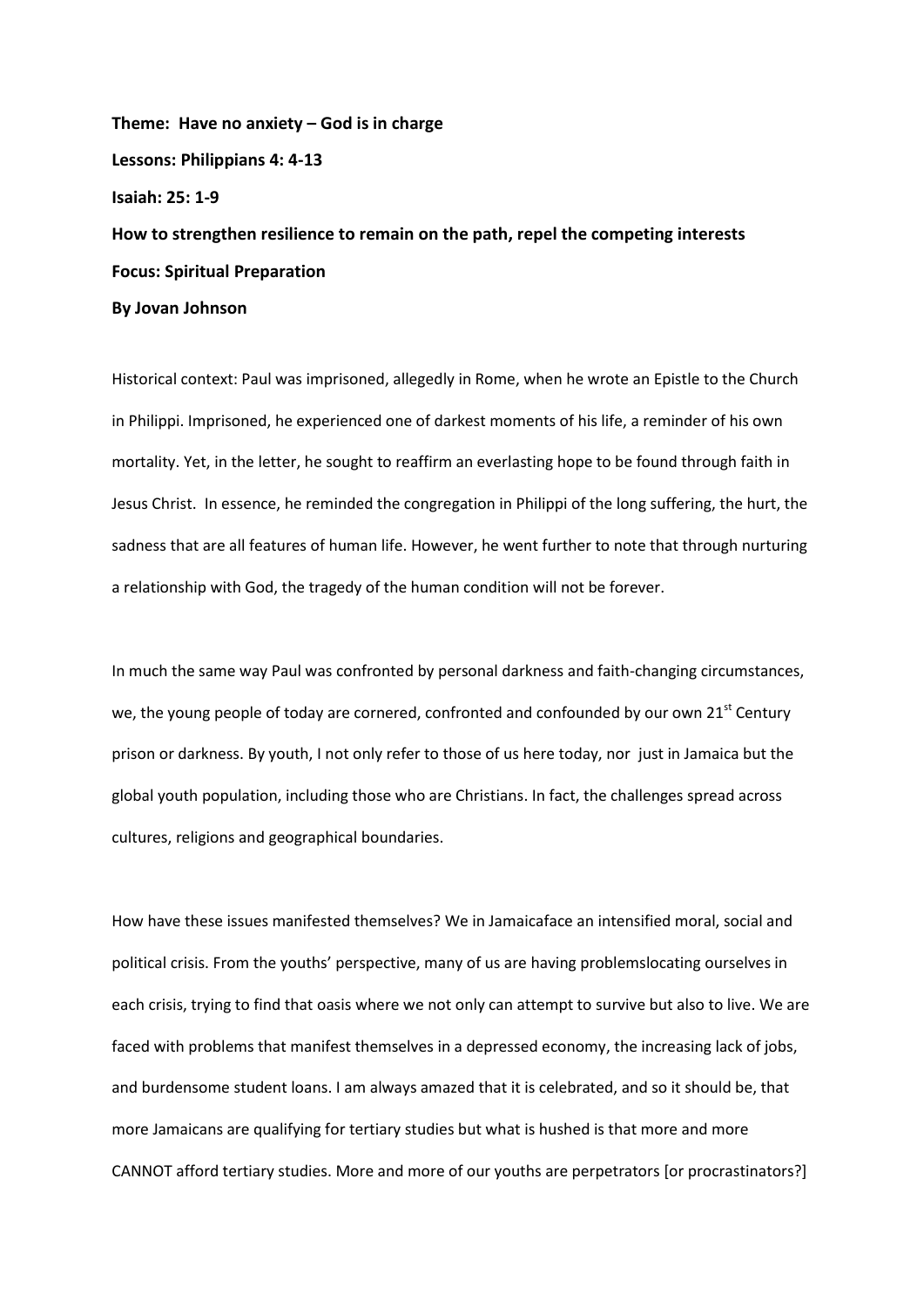**Theme: Have no anxiety – God is in charge**

**Lessons: Philippians 4: 4-13**

**Isaiah: 25: 1-9**

**How to strengthen resilience to remain on the path, repel the competing interests**

**Focus: Spiritual Preparation**

**By Jovan Johnson**

Historical context: Paul was imprisoned, allegedly in Rome, when he wrote an Epistle to the Church in Philippi. Imprisoned, he experienced one of darkest moments of his life, a reminder of his own mortality. Yet, in the letter, he sought to reaffirm an everlasting hope to be found through faith in Jesus Christ. In essence, he reminded the congregation in Philippi of the long suffering, the hurt, the sadness that are all features of human life. However, he went further to note that through nurturing a relationship with God, the tragedy of the human condition will not be forever.

In much the same way Paul was confronted by personal darkness and faith-changing circumstances, we, the young people of today are cornered, confronted and confounded by our own 21st Century prison or darkness. By youth, I not only refer to those of us here today, nor just in Jamaica but the global youth population, including those who are Christians. In fact, the challenges spread across cultures, religions and geographical boundaries.

How have these issues manifested themselves? We in Jamaicaface an intensified moral, social and political crisis. From the youths' perspective, many of us are having problemslocating ourselves in each crisis, trying to find that oasis where we not only can attempt to survive but also to live. We are faced with problems that manifest themselves in a depressed economy, the increasing lack of jobs, and burdensome student loans. I am always amazed that it is celebrated, and so it should be, that more Jamaicans are qualifying for tertiary studies but what is hushed is that more and more CANNOT afford tertiary studies. More and more of our youths are perpetrators [or procrastinators?]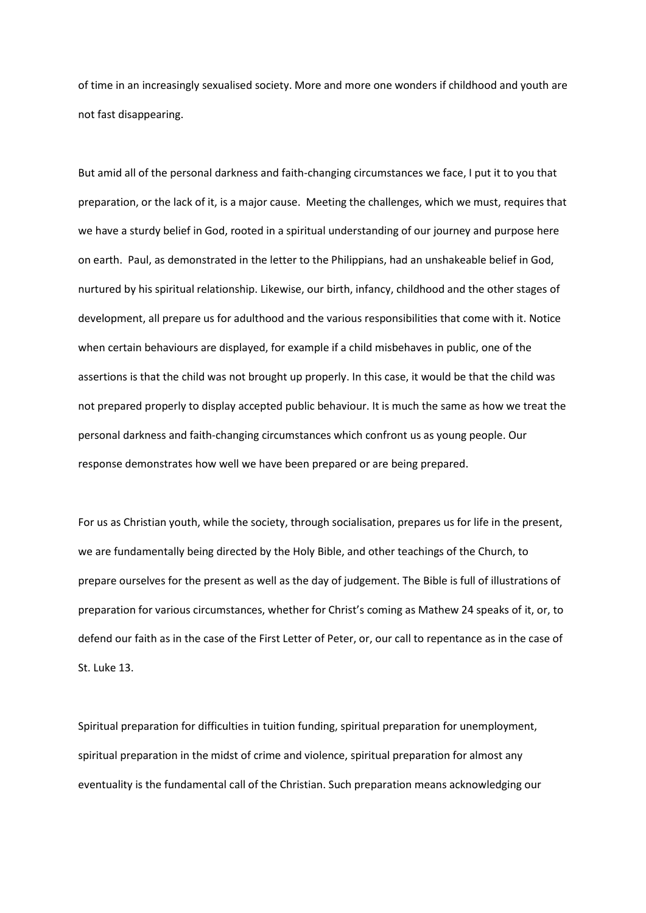of time in an increasingly sexualised society. More and more one wonders if childhood and youth are not fast disappearing.

But amid all of the personal darkness and faith-changing circumstances we face, I put it to you that preparation, or the lack of it, is a major cause. Meeting the challenges, which we must, requires that we have a sturdy belief in God, rooted in a spiritual understanding of our journey and purpose here on earth. Paul, as demonstrated in the letter to the Philippians, had an unshakeable belief in God, nurtured by his spiritual relationship. Likewise, our birth, infancy, childhood and the other stages of development, all prepare us for adulthood and the various responsibilities that come with it. Notice when certain behaviours are displayed, for example if a child misbehaves in public, one of the assertions is that the child was not brought up properly. In this case, it would be that the child was not prepared properly to display accepted public behaviour. It is much the same as how we treat the personal darkness and faith-changing circumstances which confront us as young people. Our response demonstrates how well we have been prepared or are being prepared.

For us as Christian youth, while the society, through socialisation, prepares us for life in the present, we are fundamentally being directed by the Holy Bible, and other teachings of the Church, to prepare ourselves for the present as well as the day of judgement. The Bible is full of illustrations of preparation for various circumstances, whether for Christ's coming as Mathew 24 speaks of it, or, to defend our faith as in the case of the First Letter of Peter, or, our call to repentance as in the case of St. Luke 13.

Spiritual preparation for difficulties in tuition funding, spiritual preparation for unemployment, spiritual preparation in the midst of crime and violence, spiritual preparation for almost any eventuality is the fundamental call of the Christian. Such preparation means acknowledging our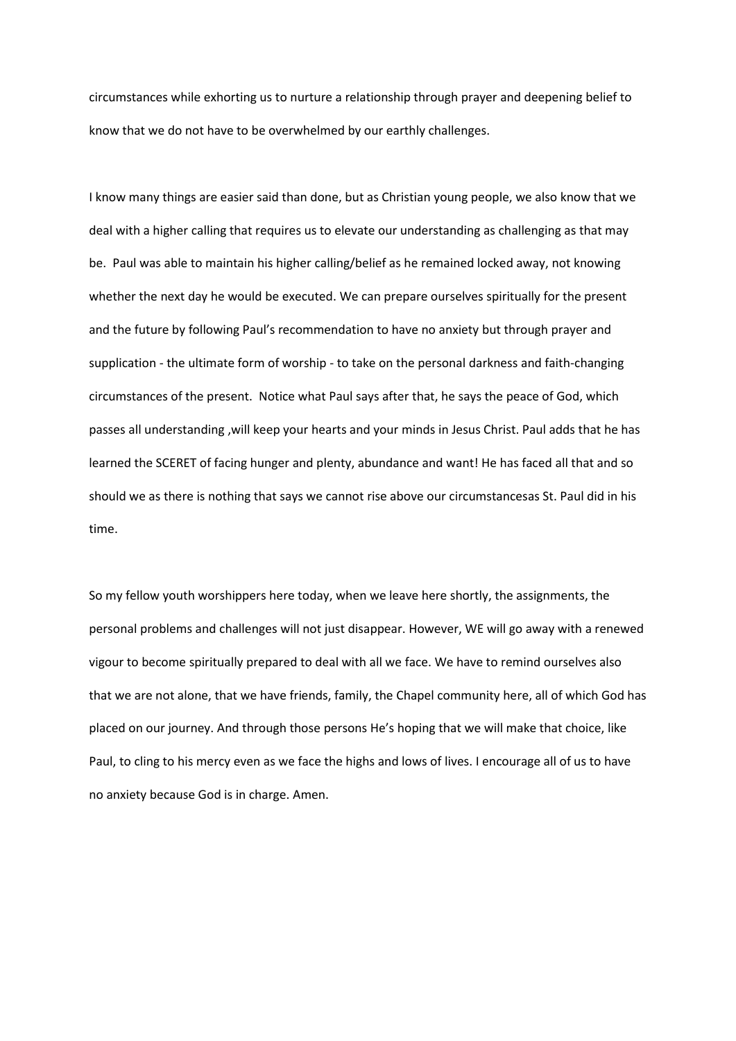circumstances while exhorting us to nurture a relationship through prayer and deepening belief to know that we do not have to be overwhelmed by our earthly challenges.

I know many things are easier said than done, but as Christian young people, we also know that we deal with a higher calling that requires us to elevate our understanding as challenging as that may be. Paul was able to maintain his higher calling/belief as he remained locked away, not knowing whether the next day he would be executed. We can prepare ourselves spiritually for the present and the future by following Paul's recommendation to have no anxiety but through prayer and supplication - the ultimate form of worship - to take on the personal darkness and faith-changing circumstances of the present. Notice what Paul says after that, he says the peace of God, which passes all understanding ,will keep your hearts and your minds in Jesus Christ. Paul adds that he has learned the SCERET of facing hunger and plenty, abundance and want! He has faced all that and so should we as there is nothing that says we cannot rise above our circumstancesas St. Paul did in his time.

So my fellow youth worshippers here today, when we leave here shortly, the assignments, the personal problems and challenges will not just disappear. However, WE will go away with a renewed vigour to become spiritually prepared to deal with all we face. We have to remind ourselves also that we are not alone, that we have friends, family, the Chapel community here, all of which God has placed on our journey. And through those persons He's hoping that we will make that choice, like Paul, to cling to his mercy even as we face the highs and lows of lives. I encourage all of us to have no anxiety because God is in charge. Amen.